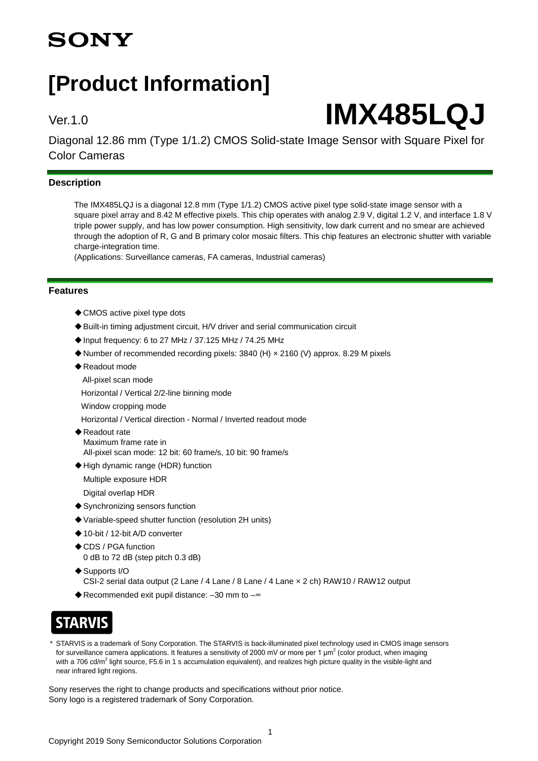SONY

# [Product Information]

Ver.1.0

# IMX485LQJ

Diagonal 12.86 mm (Type 1/1.2) CMOS Solid-state Image Sensor with Square Pixel for Color Cameras

## Description

The IMX485LQJ is a diagonal 12.8 mm (Type 1/1.2) CMOS active pixel type solid-state image sensor with a square pixel array and 8.42 M effective pixels. This chip operates with analog 2.9 V, digital 1.2 V, and interface 1.8 V triple power supply, and has low power consumption. High sensitivity, low dark current and no smear are achieved through the adoption of R, G and B primary color mosaic filters. This chip features an electronic shutter with variable charge-integration time.
(Applications: Surveillance cameras, FA cameras, Industrial cameras)

## Features

- ◆CMOS active pixel type dots
- ◆Built-in timing adjustment circuit, H/V driver and serial communication circuit
- ◆Input frequency: 6 to 27 MHz / 37.125 MHz / 74.25 MHz
- ◆Number of recommended recording pixels: 3840 (H) × 2160 (V) approx. 8.29 M pixels
- ◆Readout mode
  All-pixel scan mode
  Horizontal / Vertical 2/2-line binning mode
  Window cropping mode
  Horizontal / Vertical direction - Normal / Inverted readout mode
- ◆Readout rate
  Maximum frame rate in
  All-pixel scan mode: 12 bit: 60 frame/s, 10 bit: 90 frame/s
- ◆High dynamic range (HDR) function
  Multiple exposure HDR
  Digital overlap HDR
- ◆Synchronizing sensors function
- ◆Variable-speed shutter function (resolution 2H units)
- ◆10-bit / 12-bit A/D converter
- ◆CDS / PGA function
  0 dB to 72 dB (step pitch 0.3 dB)
- ◆Supports I/O
  CSI-2 serial data output (2 Lane / 4 Lane / 8 Lane / 4 Lane × 2 ch) RAW10 / RAW12 output
- ◆Recommended exit pupil distance: –30 mm to –∞

STARVIS

\* STARVIS is a trademark of Sony Corporation. The STARVIS is back-illuminated pixel technology used in CMOS image sensors for surveillance camera applications. It features a sensitivity of 2000 mV or more per 1 $\mu m^2$ (color product, when imaging with a 706 $cd/m^2$ light source, F5.6 in 1 s accumulation equivalent), and realizes high picture quality in the visible-light and near infrared light regions.

Sony reserves the right to change products and specifications without prior notice.
Sony logo is a registered trademark of Sony Corporation.

Copyright 2019 Sony Semiconductor Solutions Corporation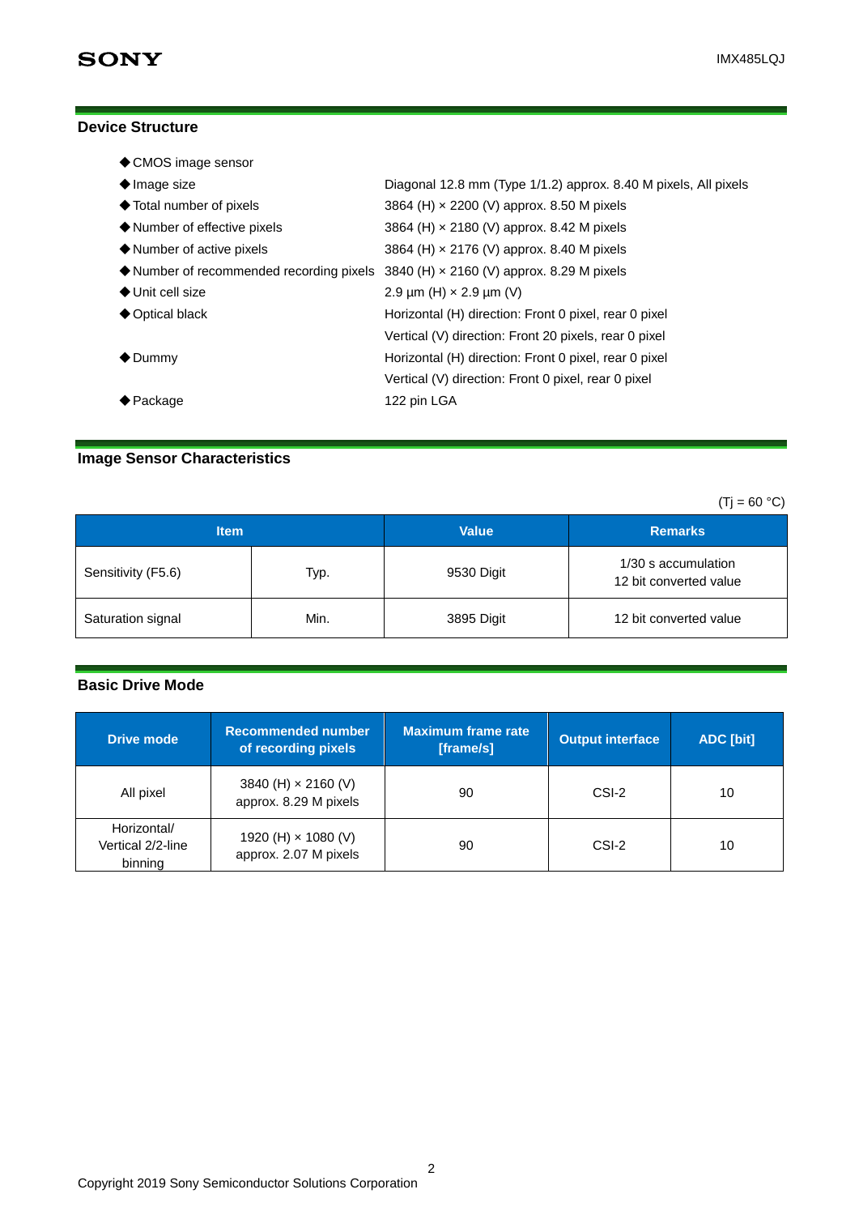## Device Structure

- CMOS image sensor
- Image size: Diagonal 12.8 mm (Type 1/1.2) approx. 8.40 M pixels, All pixels
- Total number of pixels: 3864 (H) × 2200 (V) approx. 8.50 M pixels
- Number of effective pixels: 3864 (H) × 2180 (V) approx. 8.42 M pixels
- Number of active pixels: 3864 (H) × 2176 (V) approx. 8.40 M pixels
- Number of recommended recording pixels: 3840 (H) × 2160 (V) approx. 8.29 M pixels
- Unit cell size: 2.9 µm (H) × 2.9 µm (V)
- Optical black: Horizontal (H) direction: Front 0 pixel, rear 0 pixel
  Vertical (V) direction: Front 20 pixels, rear 0 pixel
- Dummy: Horizontal (H) direction: Front 0 pixel, rear 0 pixel
  Vertical (V) direction: Front 0 pixel, rear 0 pixel
- Package: 122 pin LGA

## Image Sensor Characteristics

(Tj = 60 °C)

| Item | | Value | Remarks |
|---|---|---|---|
| Sensitivity (F5.6) | Typ. | 9530 Digit | 1/30 s accumulation<br>12 bit converted value |
| Saturation signal | Min. | 3895 Digit | 12 bit converted value |

## Basic Drive Mode

| Drive mode | Recommended number of recording pixels | Maximum frame rate [frame/s] | Output interface | ADC [bit] |
|---|---|---|---|---|
| All pixel | 3840 (H) × 2160 (V)<br>approx. 8.29 M pixels | 90 | CSI-2 | 10 |
| Horizontal/ Vertical 2/2-line binning | 1920 (H) × 1080 (V)<br>approx. 2.07 M pixels | 90 | CSI-2 | 10 |

Copyright 2019 Sony Semiconductor Solutions Corporation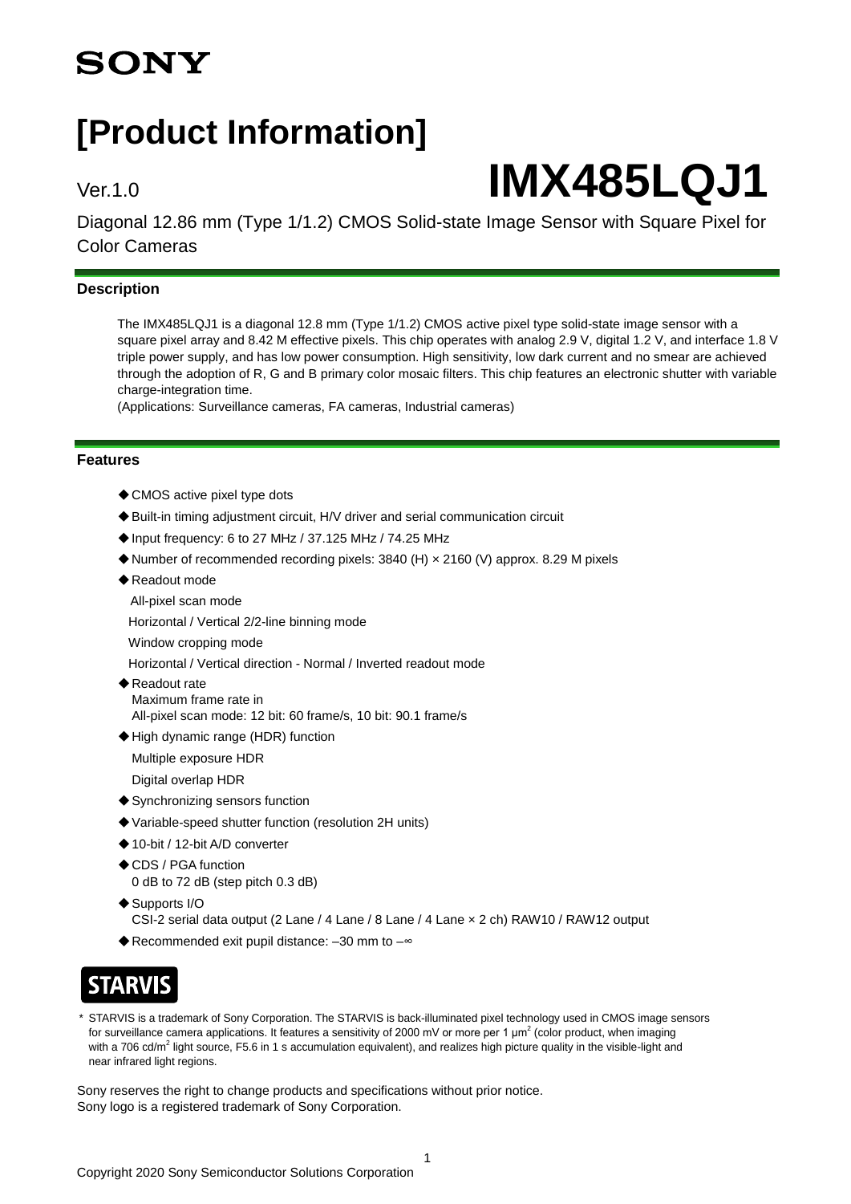SONY

# [Product Information]

Ver.1.0

# IMX485LQJ1

Diagonal 12.86 mm (Type 1/1.2) CMOS Solid-state Image Sensor with Square Pixel for Color Cameras

## Description

The IMX485LQJ1 is a diagonal 12.8 mm (Type 1/1.2) CMOS active pixel type solid-state image sensor with a square pixel array and 8.42 M effective pixels. This chip operates with analog 2.9 V, digital 1.2 V, and interface 1.8 V triple power supply, and has low power consumption. High sensitivity, low dark current and no smear are achieved through the adoption of R, G and B primary color mosaic filters. This chip features an electronic shutter with variable charge-integration time.
(Applications: Surveillance cameras, FA cameras, Industrial cameras)

## Features

- ◆CMOS active pixel type dots
- ◆Built-in timing adjustment circuit, H/V driver and serial communication circuit
- ◆Input frequency: 6 to 27 MHz / 37.125 MHz / 74.25 MHz
- ◆Number of recommended recording pixels: 3840 (H) × 2160 (V) approx. 8.29 M pixels
- ◆Readout mode
  All-pixel scan mode
  Horizontal / Vertical 2/2-line binning mode
  Window cropping mode
  Horizontal / Vertical direction - Normal / Inverted readout mode
- ◆Readout rate
  Maximum frame rate in
  All-pixel scan mode: 12 bit: 60 frame/s, 10 bit: 90.1 frame/s
- ◆High dynamic range (HDR) function
  Multiple exposure HDR
  Digital overlap HDR
- ◆Synchronizing sensors function
- ◆Variable-speed shutter function (resolution 2H units)
- ◆10-bit / 12-bit A/D converter
- ◆CDS / PGA function
  0 dB to 72 dB (step pitch 0.3 dB)
- ◆Supports I/O
  CSI-2 serial data output (2 Lane / 4 Lane / 8 Lane / 4 Lane × 2 ch) RAW10 / RAW12 output
- ◆Recommended exit pupil distance: –30 mm to –∞

STARVIS

\* STARVIS is a trademark of Sony Corporation. The STARVIS is back-illuminated pixel technology used in CMOS image sensors for surveillance camera applications. It features a sensitivity of 2000 mV or more per 1 $\mu m^2$ (color product, when imaging with a 706 $cd/m^2$ light source, F5.6 in 1 s accumulation equivalent), and realizes high picture quality in the visible-light and near infrared light regions.

Sony reserves the right to change products and specifications without prior notice.
Sony logo is a registered trademark of Sony Corporation.

Copyright 2020 Sony Semiconductor Solutions Corporation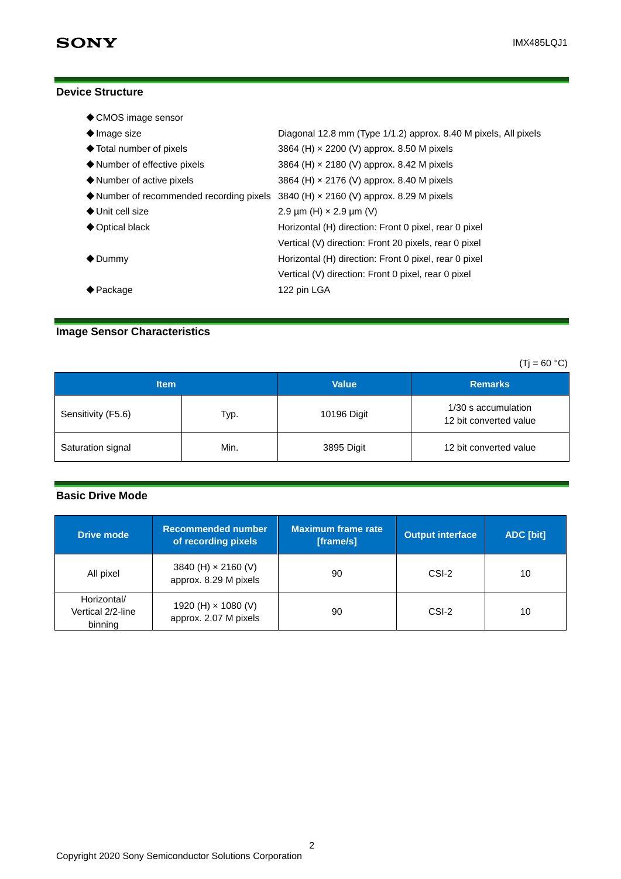## Device Structure

- ◆CMOS image sensor

| | |
|---|---|
| ◆Image size | Diagonal 12.8 mm (Type 1/1.2) approx. 8.40 M pixels, All pixels |
| ◆Total number of pixels | 3864 (H) × 2200 (V) approx. 8.50 M pixels |
| ◆Number of effective pixels | 3864 (H) × 2180 (V) approx. 8.42 M pixels |
| ◆Number of active pixels | 3864 (H) × 2176 (V) approx. 8.40 M pixels |
| ◆Number of recommended recording pixels | 3840 (H) × 2160 (V) approx. 8.29 M pixels |
| ◆Unit cell size | 2.9 µm (H) × 2.9 µm (V) |
| ◆Optical black | Horizontal (H) direction: Front 0 pixel, rear 0 pixel<br>Vertical (V) direction: Front 20 pixels, rear 0 pixel |
| ◆Dummy | Horizontal (H) direction: Front 0 pixel, rear 0 pixel<br>Vertical (V) direction: Front 0 pixel, rear 0 pixel |
| ◆Package | 122 pin LGA |

## Image Sensor Characteristics

(Tj = 60 °C)

| Item | | Value | Remarks |
|---|---|---|---|
| Sensitivity (F5.6) | Typ. | 10196 Digit | 1/30 s accumulation<br>12 bit converted value |
| Saturation signal | Min. | 3895 Digit | 12 bit converted value |

## Basic Drive Mode

| Drive mode | Recommended number of recording pixels | Maximum frame rate [frame/s] | Output interface | ADC [bit] |
|---|---|---|---|---|
| All pixel | 3840 (H) × 2160 (V)<br>approx. 8.29 M pixels | 90 | CSI-2 | 10 |
| Horizontal/ Vertical 2/2-line binning | 1920 (H) × 1080 (V)<br>approx. 2.07 M pixels | 90 | CSI-2 | 10 |

Copyright 2020 Sony Semiconductor Solutions Corporation